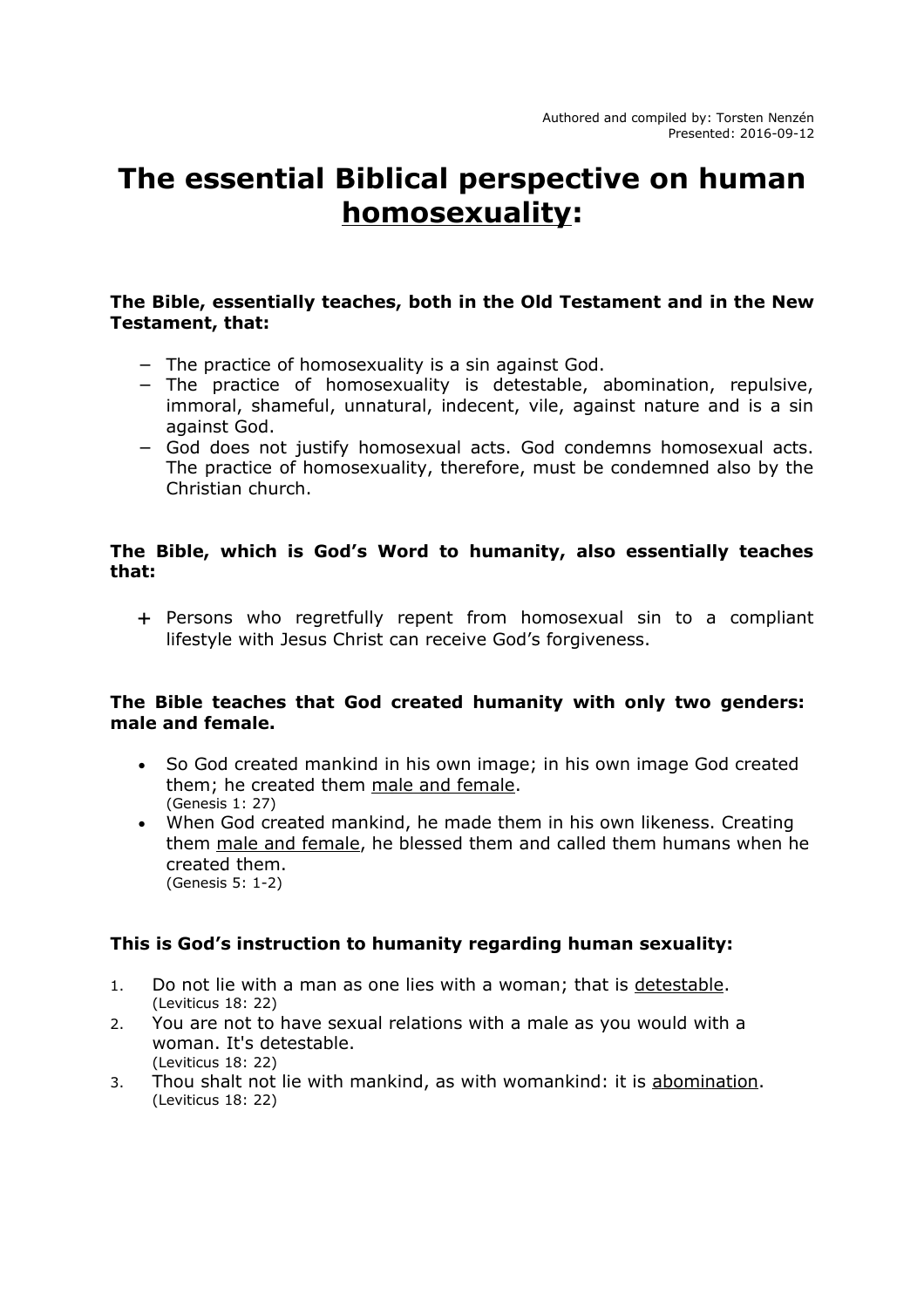Authored and compiled by: Torsten Nenzén
Presented: 2016-09-12

# The essential Biblical perspective on human <u>homosexuality</u>:

**The Bible, essentially teaches, both in the Old Testament and in the New Testament, that:**

- The practice of homosexuality is a sin against God.
- The practice of homosexuality is detestable, abomination, repulsive, immoral, shameful, unnatural, indecent, vile, against nature and is a sin against God.
- God does not justify homosexual acts. God condemns homosexual acts. The practice of homosexuality, therefore, must be condemned also by the Christian church.

**The Bible, which is God's Word to humanity, also essentially teaches that:**

+ Persons who regretfully repent from homosexual sin to a compliant lifestyle with Jesus Christ can receive God's forgiveness.

**The Bible teaches that God created humanity with only two genders: male and female.**

- So God created mankind in his own image; in his own image God created them; he created them <u>male and female</u>.
  (Genesis 1: 27)
- When God created mankind, he made them in his own likeness. Creating them <u>male and female</u>, he blessed them and called them humans when he created them.
  (Genesis 5: 1-2)

**This is God's instruction to humanity regarding human sexuality:**

1. Do not lie with a man as one lies with a woman; that is <u>detestable</u>.
   (Leviticus 18: 22)
2. You are not to have sexual relations with a male as you would with a woman. It's detestable.
   (Leviticus 18: 22)
3. Thou shalt not lie with mankind, as with womankind: it is <u>abomination</u>.
   (Leviticus 18: 22)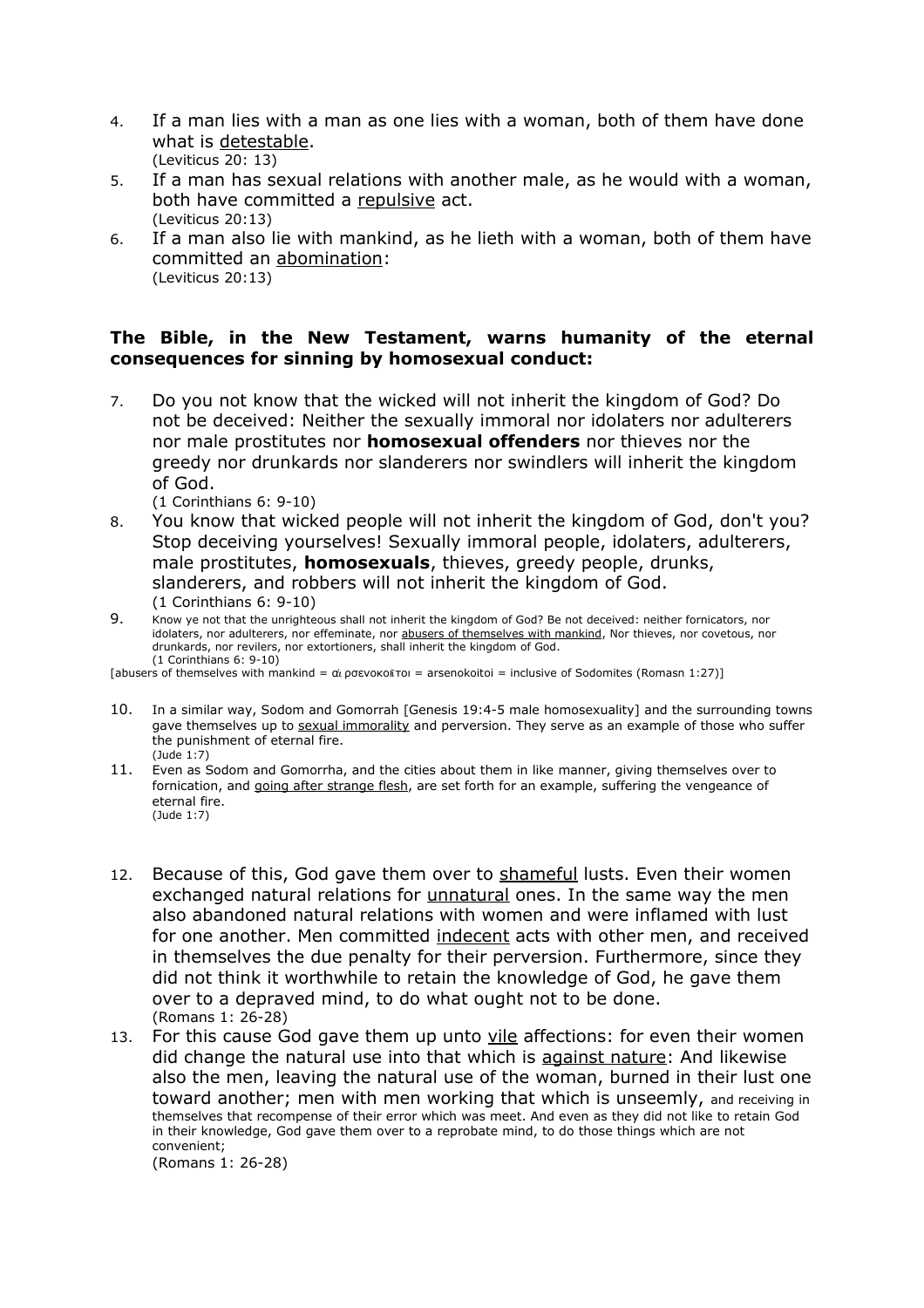4. If a man lies with a man as one lies with a woman, both of them have done what is detestable.
   (Leviticus 20: 13)
5. If a man has sexual relations with another male, as he would with a woman, both have committed a repulsive act.
   (Leviticus 20:13)
6. If a man also lie with mankind, as he lieth with a woman, both of them have committed an abomination:
   (Leviticus 20:13)

**The Bible, in the New Testament, warns humanity of the eternal consequences for sinning by homosexual conduct:**

7. Do you not know that the wicked will not inherit the kingdom of God? Do not be deceived: Neither the sexually immoral nor idolaters nor adulterers nor male prostitutes nor **homosexual offenders** nor thieves nor the greedy nor drunkards nor slanderers nor swindlers will inherit the kingdom of God.
   (1 Corinthians 6: 9-10)
8. You know that wicked people will not inherit the kingdom of God, don't you? Stop deceiving yourselves! Sexually immoral people, idolaters, adulterers, male prostitutes, **homosexuals**, thieves, greedy people, drunks, slanderers, and robbers will not inherit the kingdom of God.
   (1 Corinthians 6: 9-10)
9. Know ye not that the unrighteous shall not inherit the kingdom of God? Be not deceived: neither fornicators, nor idolaters, nor adulterers, nor effeminate, nor abusers of themselves with mankind, Nor thieves, nor covetous, nor drunkards, nor revilers, nor extortioners, shall inherit the kingdom of God.
   (1 Corinthians 6: 9-10)

[abusers of themselves with mankind = ἀρσενοκοῖται = arsenokoitoi = inclusive of Sodomites (Romasn 1:27)]

10. In a similar way, Sodom and Gomorrah [Genesis 19:4-5 male homosexuality] and the surrounding towns gave themselves up to sexual immorality and perversion. They serve as an example of those who suffer the punishment of eternal fire.
    (Jude 1:7)
11. Even as Sodom and Gomorrha, and the cities about them in like manner, giving themselves over to fornication, and going after strange flesh, are set forth for an example, suffering the vengeance of eternal fire.
    (Jude 1:7)

12. Because of this, God gave them over to shameful lusts. Even their women exchanged natural relations for unnatural ones. In the same way the men also abandoned natural relations with women and were inflamed with lust for one another. Men committed indecent acts with other men, and received in themselves the due penalty for their perversion. Furthermore, since they did not think it worthwhile to retain the knowledge of God, he gave them over to a depraved mind, to do what ought not to be done.
    (Romans 1: 26-28)
13. For this cause God gave them up unto vile affections: for even their women did change the natural use into that which is against nature: And likewise also the men, leaving the natural use of the woman, burned in their lust one toward another; men with men working that which is unseemly, and receiving in themselves that recompense of their error which was meet. And even as they did not like to retain God in their knowledge, God gave them over to a reprobate mind, to do those things which are not convenient;
    (Romans 1: 26-28)